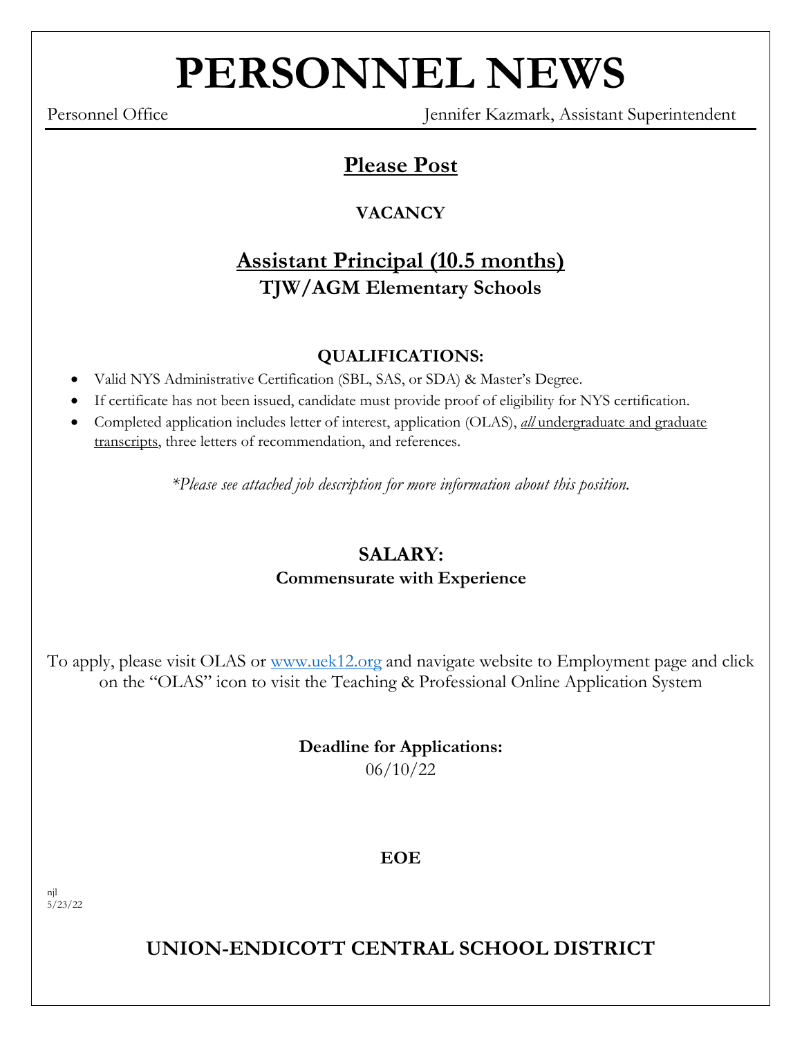# PERSONNEL NEWS

Personnel Office — Jennifer Kazmark, Assistant Superintendent

## Please Post

### VACANCY

## Assistant Principal (10.5 months)

### TJW/AGM Elementary Schools

### QUALIFICATIONS:

- Valid NYS Administrative Certification (SBL, SAS, or SDA) & Master's Degree.
- If certificate has not been issued, candidate must provide proof of eligibility for NYS certification.
- Completed application includes letter of interest, application (OLAS), ***all*** undergraduate and graduate transcripts, three letters of recommendation, and references.

*\*Please see attached job description for more information about this position.*

### SALARY:

**Commensurate with Experience**

To apply, please visit OLAS or [www.uek12.org](http://www.uek12.org) and navigate website to Employment page and click on the "OLAS" icon to visit the Teaching & Professional Online Application System

**Deadline for Applications:**
06/10/22

**EOE**

njl
5/23/22

## UNION-ENDICOTT CENTRAL SCHOOL DISTRICT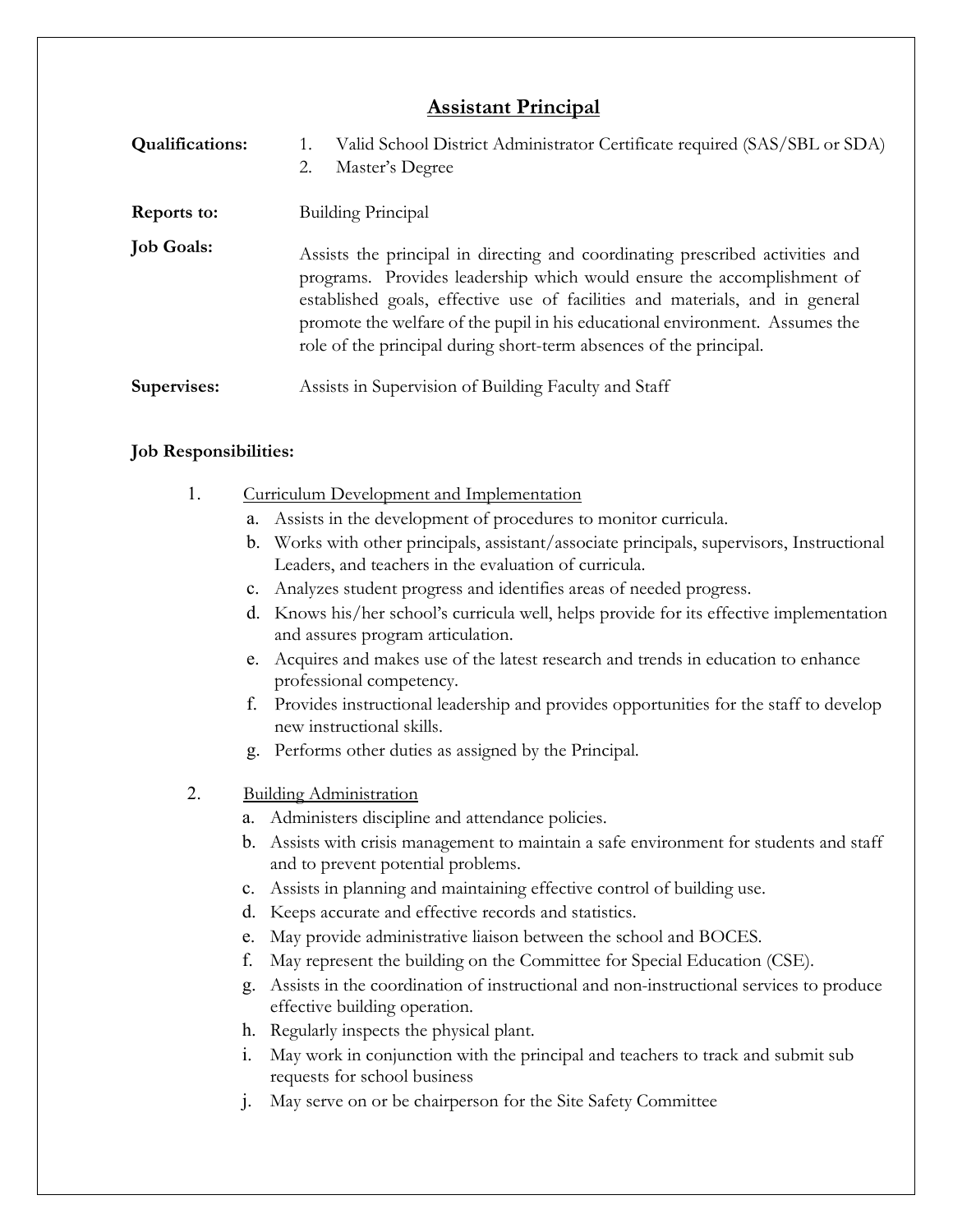# Assistant Principal

**Qualifications:**
1. Valid School District Administrator Certificate required (SAS/SBL or SDA)
2. Master's Degree

**Reports to:** Building Principal

**Job Goals:** Assists the principal in directing and coordinating prescribed activities and programs. Provides leadership which would ensure the accomplishment of established goals, effective use of facilities and materials, and in general promote the welfare of the pupil in his educational environment. Assumes the role of the principal during short-term absences of the principal.

**Supervises:** Assists in Supervision of Building Faculty and Staff

**Job Responsibilities:**

1. Curriculum Development and Implementation
   - a. Assists in the development of procedures to monitor curricula.
   - b. Works with other principals, assistant/associate principals, supervisors, Instructional Leaders, and teachers in the evaluation of curricula.
   - c. Analyzes student progress and identifies areas of needed progress.
   - d. Knows his/her school's curricula well, helps provide for its effective implementation and assures program articulation.
   - e. Acquires and makes use of the latest research and trends in education to enhance professional competency.
   - f. Provides instructional leadership and provides opportunities for the staff to develop new instructional skills.
   - g. Performs other duties as assigned by the Principal.

2. Building Administration
   - a. Administers discipline and attendance policies.
   - b. Assists with crisis management to maintain a safe environment for students and staff and to prevent potential problems.
   - c. Assists in planning and maintaining effective control of building use.
   - d. Keeps accurate and effective records and statistics.
   - e. May provide administrative liaison between the school and BOCES.
   - f. May represent the building on the Committee for Special Education (CSE).
   - g. Assists in the coordination of instructional and non-instructional services to produce effective building operation.
   - h. Regularly inspects the physical plant.
   - i. May work in conjunction with the principal and teachers to track and submit sub requests for school business
   - j. May serve on or be chairperson for the Site Safety Committee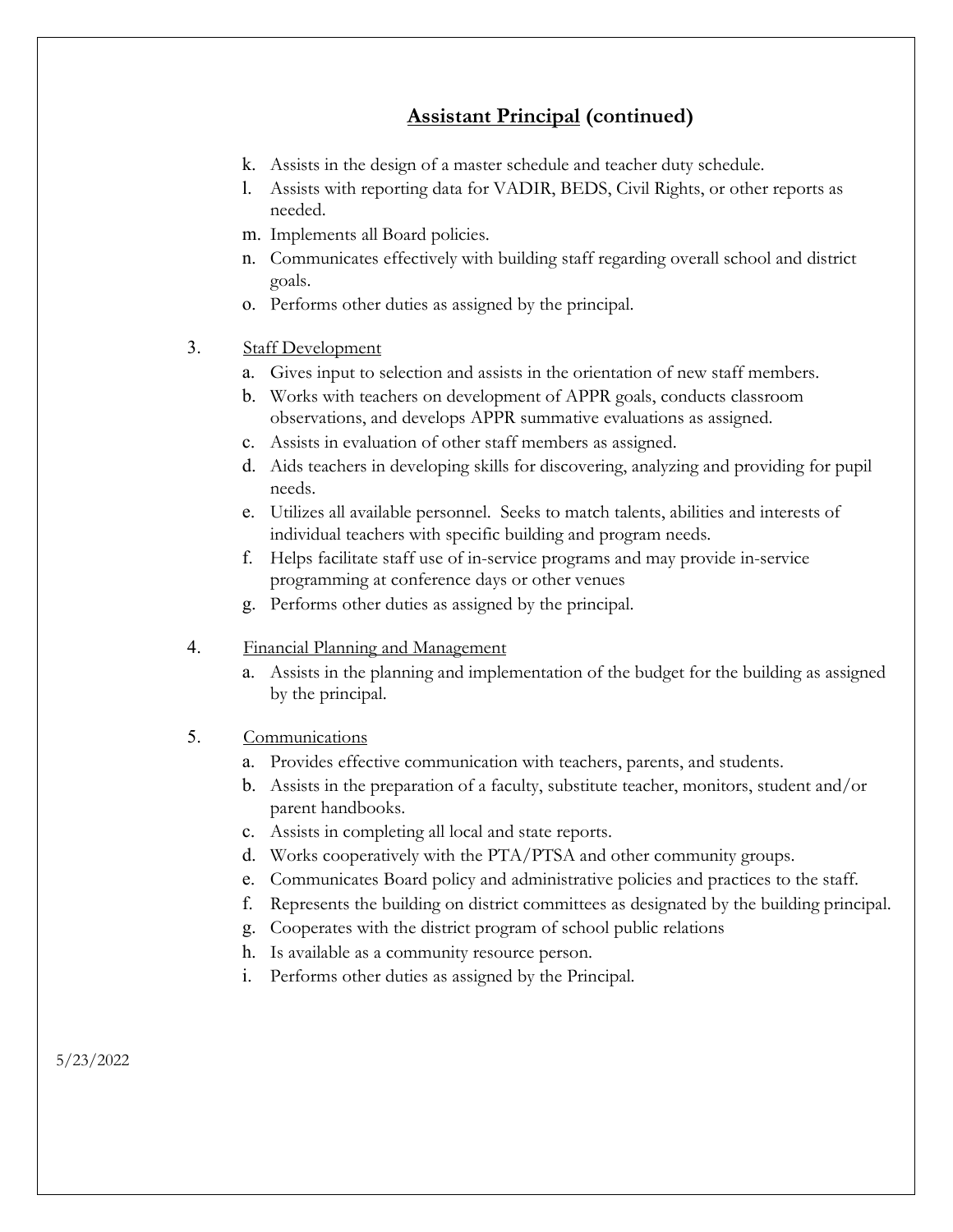## **Assistant Principal (continued)**

k. Assists in the design of a master schedule and teacher duty schedule.
l. Assists with reporting data for VADIR, BEDS, Civil Rights, or other reports as needed.
m. Implements all Board policies.
n. Communicates effectively with building staff regarding overall school and district goals.
o. Performs other duties as assigned by the principal.

3. Staff Development
   a. Gives input to selection and assists in the orientation of new staff members.
   b. Works with teachers on development of APPR goals, conducts classroom observations, and develops APPR summative evaluations as assigned.
   c. Assists in evaluation of other staff members as assigned.
   d. Aids teachers in developing skills for discovering, analyzing and providing for pupil needs.
   e. Utilizes all available personnel. Seeks to match talents, abilities and interests of individual teachers with specific building and program needs.
   f. Helps facilitate staff use of in-service programs and may provide in-service programming at conference days or other venues
   g. Performs other duties as assigned by the principal.

4. Financial Planning and Management
   a. Assists in the planning and implementation of the budget for the building as assigned by the principal.

5. Communications
   a. Provides effective communication with teachers, parents, and students.
   b. Assists in the preparation of a faculty, substitute teacher, monitors, student and/or parent handbooks.
   c. Assists in completing all local and state reports.
   d. Works cooperatively with the PTA/PTSA and other community groups.
   e. Communicates Board policy and administrative policies and practices to the staff.
   f. Represents the building on district committees as designated by the building principal.
   g. Cooperates with the district program of school public relations
   h. Is available as a community resource person.
   i. Performs other duties as assigned by the Principal.

5/23/2022